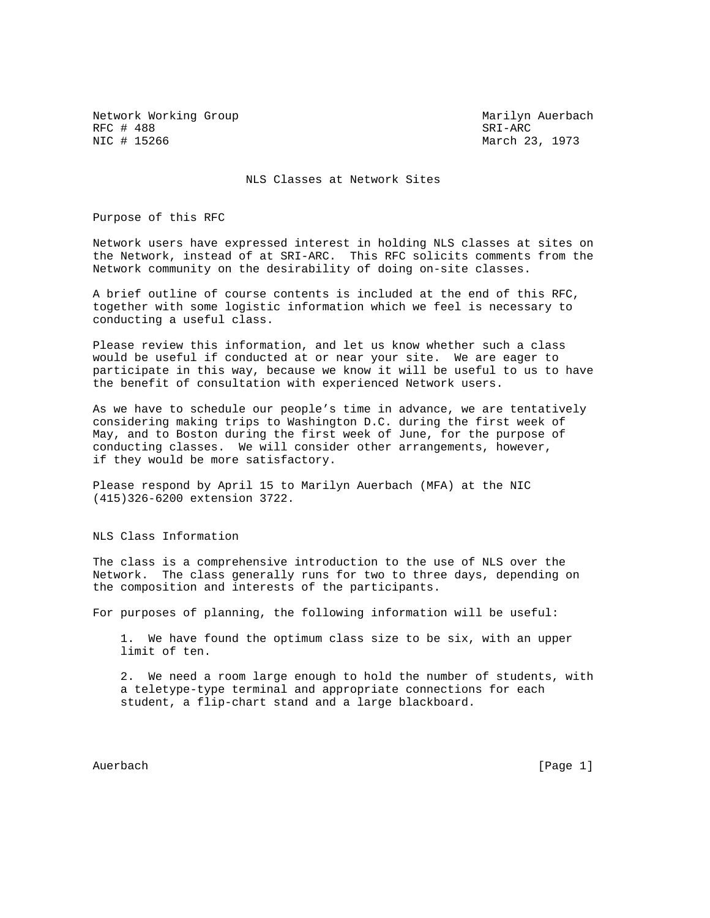Network Working Group Marilyn Auerbach
RFC # 488 SRI-ARC
NIC # 15266 March 23, 1973

# NLS Classes at Network Sites

## Purpose of this RFC

Network users have expressed interest in holding NLS classes at sites on the Network, instead of at SRI-ARC. This RFC solicits comments from the Network community on the desirability of doing on-site classes.

A brief outline of course contents is included at the end of this RFC, together with some logistic information which we feel is necessary to conducting a useful class.

Please review this information, and let us know whether such a class would be useful if conducted at or near your site. We are eager to participate in this way, because we know it will be useful to us to have the benefit of consultation with experienced Network users.

As we have to schedule our people's time in advance, we are tentatively considering making trips to Washington D.C. during the first week of May, and to Boston during the first week of June, for the purpose of conducting classes. We will consider other arrangements, however, if they would be more satisfactory.

Please respond by April 15 to Marilyn Auerbach (MFA) at the NIC (415)326-6200 extension 3722.

## NLS Class Information

The class is a comprehensive introduction to the use of NLS over the Network. The class generally runs for two to three days, depending on the composition and interests of the participants.

For purposes of planning, the following information will be useful:

1. We have found the optimum class size to be six, with an upper limit of ten.

2. We need a room large enough to hold the number of students, with a teletype-type terminal and appropriate connections for each student, a flip-chart stand and a large blackboard.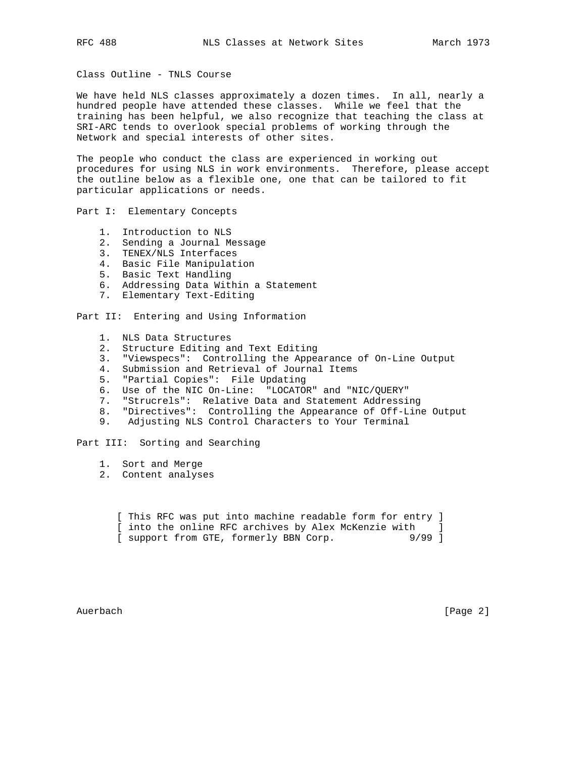Class Outline - TNLS Course

We have held NLS classes approximately a dozen times. In all, nearly a hundred people have attended these classes. While we feel that the training has been helpful, we also recognize that teaching the class at SRI-ARC tends to overlook special problems of working through the Network and special interests of other sites.

The people who conduct the class are experienced in working out procedures for using NLS in work environments. Therefore, please accept the outline below as a flexible one, one that can be tailored to fit particular applications or needs.

Part I: Elementary Concepts

1. Introduction to NLS
2. Sending a Journal Message
3. TENEX/NLS Interfaces
4. Basic File Manipulation
5. Basic Text Handling
6. Addressing Data Within a Statement
7. Elementary Text-Editing

Part II: Entering and Using Information

1. NLS Data Structures
2. Structure Editing and Text Editing
3. "Viewspecs": Controlling the Appearance of On-Line Output
4. Submission and Retrieval of Journal Items
5. "Partial Copies": File Updating
6. Use of the NIC On-Line: "LOCATOR" and "NIC/QUERY"
7. "Strucrels": Relative Data and Statement Addressing
8. "Directives": Controlling the Appearance of Off-Line Output
9. Adjusting NLS Control Characters to Your Terminal

Part III: Sorting and Searching

1. Sort and Merge
2. Content analyses

[ This RFC was put into machine readable form for entry ]
[ into the online RFC archives by Alex McKenzie with ]
[ support from GTE, formerly BBN Corp. 9/99 ]